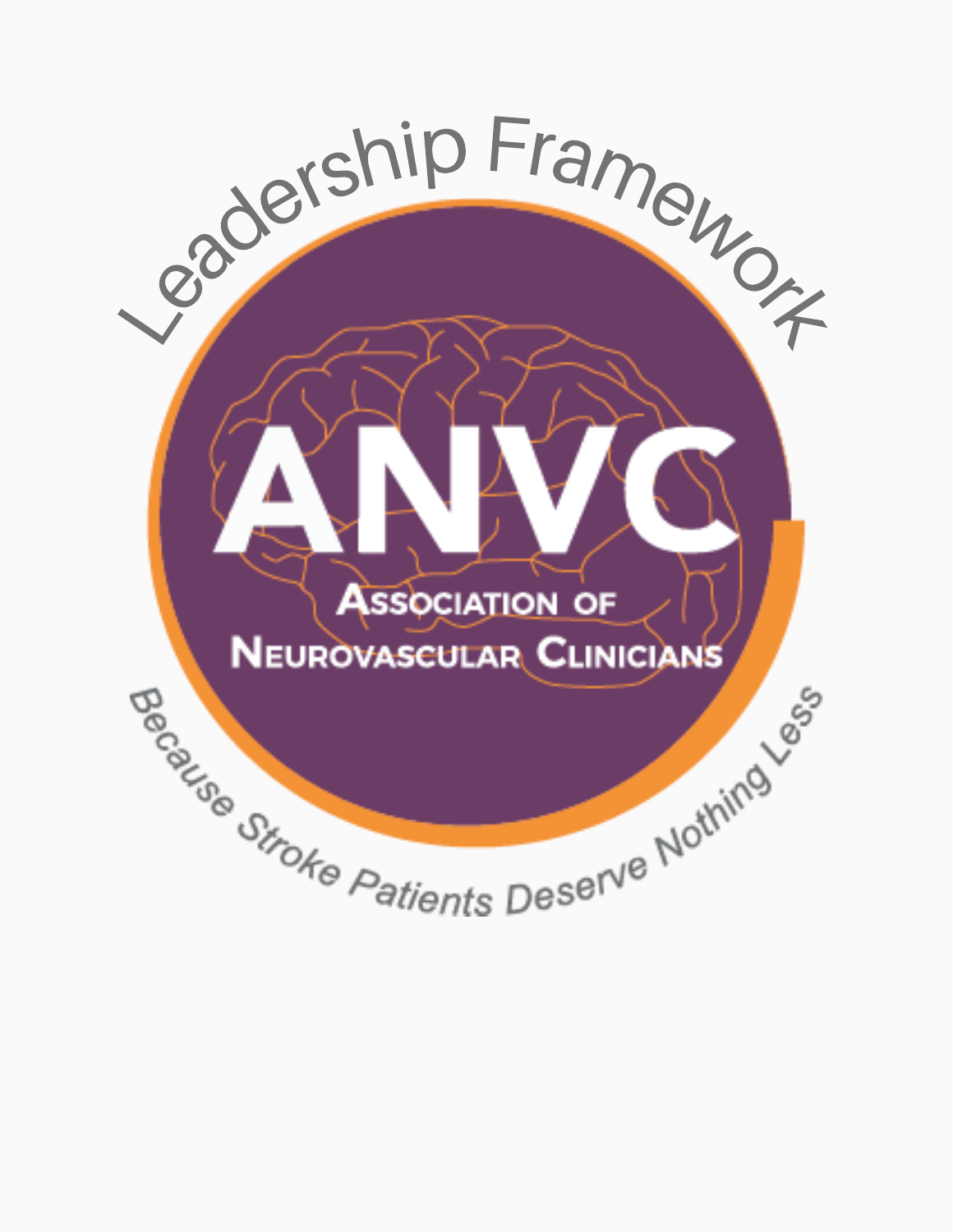# Leadership Framework

# ANVC

## Association of Neurovascular Clinicians

*Because Stroke Patients Deserve Nothing Less*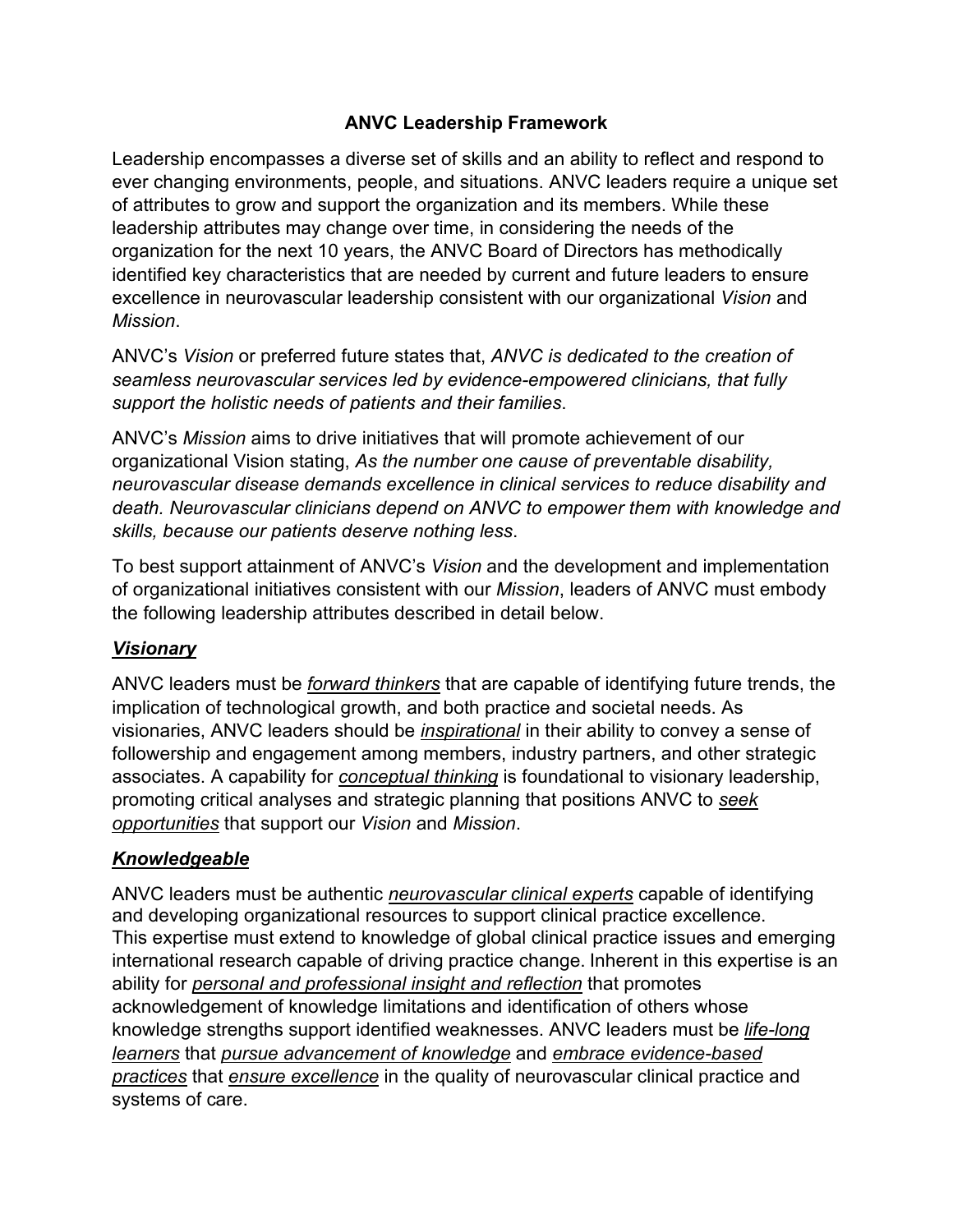# ANVC Leadership Framework

Leadership encompasses a diverse set of skills and an ability to reflect and respond to ever changing environments, people, and situations. ANVC leaders require a unique set of attributes to grow and support the organization and its members. While these leadership attributes may change over time, in considering the needs of the organization for the next 10 years, the ANVC Board of Directors has methodically identified key characteristics that are needed by current and future leaders to ensure excellence in neurovascular leadership consistent with our organizational *Vision* and *Mission*.

ANVC's *Vision* or preferred future states that, *ANVC is dedicated to the creation of seamless neurovascular services led by evidence-empowered clinicians, that fully support the holistic needs of patients and their families*.

ANVC's *Mission* aims to drive initiatives that will promote achievement of our organizational Vision stating, *As the number one cause of preventable disability, neurovascular disease demands excellence in clinical services to reduce disability and death. Neurovascular clinicians depend on ANVC to empower them with knowledge and skills, because our patients deserve nothing less*.

To best support attainment of ANVC's *Vision* and the development and implementation of organizational initiatives consistent with our *Mission*, leaders of ANVC must embody the following leadership attributes described in detail below.

## ***Visionary***

ANVC leaders must be *forward thinkers* that are capable of identifying future trends, the implication of technological growth, and both practice and societal needs. As visionaries, ANVC leaders should be *inspirational* in their ability to convey a sense of followership and engagement among members, industry partners, and other strategic associates. A capability for *conceptual thinking* is foundational to visionary leadership, promoting critical analyses and strategic planning that positions ANVC to *seek opportunities* that support our *Vision* and *Mission*.

## ***Knowledgeable***

ANVC leaders must be authentic *neurovascular clinical experts* capable of identifying and developing organizational resources to support clinical practice excellence. This expertise must extend to knowledge of global clinical practice issues and emerging international research capable of driving practice change. Inherent in this expertise is an ability for *personal and professional insight and reflection* that promotes acknowledgement of knowledge limitations and identification of others whose knowledge strengths support identified weaknesses. ANVC leaders must be *life-long learners* that *pursue advancement of knowledge* and *embrace evidence-based practices* that *ensure excellence* in the quality of neurovascular clinical practice and systems of care.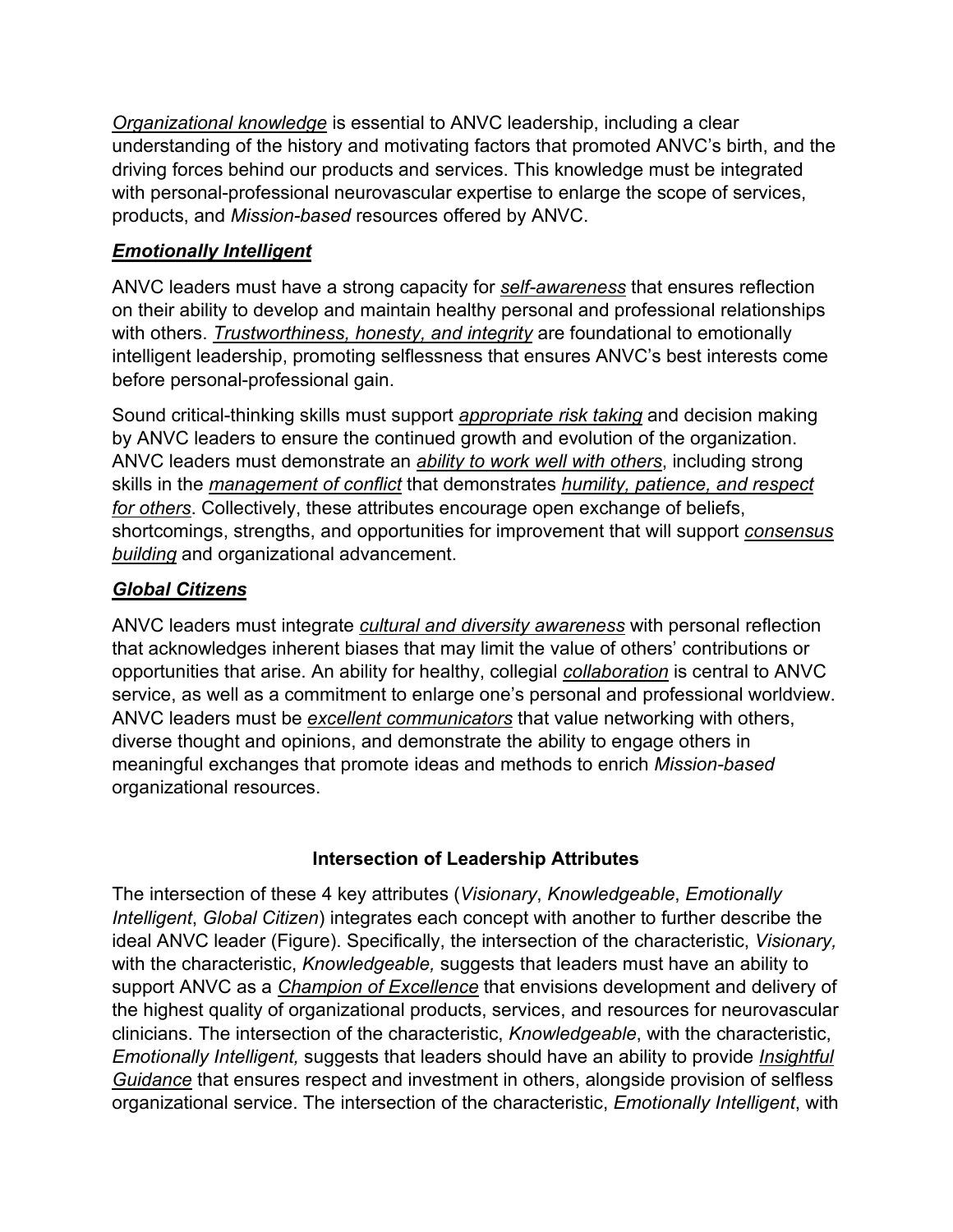*Organizational knowledge* is essential to ANVC leadership, including a clear understanding of the history and motivating factors that promoted ANVC's birth, and the driving forces behind our products and services. This knowledge must be integrated with personal-professional neurovascular expertise to enlarge the scope of services, products, and *Mission-based* resources offered by ANVC.

### ***Emotionally Intelligent***

ANVC leaders must have a strong capacity for *self-awareness* that ensures reflection on their ability to develop and maintain healthy personal and professional relationships with others. *Trustworthiness, honesty, and integrity* are foundational to emotionally intelligent leadership, promoting selflessness that ensures ANVC's best interests come before personal-professional gain.

Sound critical-thinking skills must support *appropriate risk taking* and decision making by ANVC leaders to ensure the continued growth and evolution of the organization. ANVC leaders must demonstrate an *ability to work well with others*, including strong skills in the *management of conflict* that demonstrates *humility, patience, and respect for others*. Collectively, these attributes encourage open exchange of beliefs, shortcomings, strengths, and opportunities for improvement that will support *consensus building* and organizational advancement.

### ***Global Citizens***

ANVC leaders must integrate *cultural and diversity awareness* with personal reflection that acknowledges inherent biases that may limit the value of others' contributions or opportunities that arise. An ability for healthy, collegial *collaboration* is central to ANVC service, as well as a commitment to enlarge one's personal and professional worldview. ANVC leaders must be *excellent communicators* that value networking with others, diverse thought and opinions, and demonstrate the ability to engage others in meaningful exchanges that promote ideas and methods to enrich *Mission-based* organizational resources.

## Intersection of Leadership Attributes

The intersection of these 4 key attributes (*Visionary*, *Knowledgeable*, *Emotionally Intelligent*, *Global Citizen*) integrates each concept with another to further describe the ideal ANVC leader (Figure). Specifically, the intersection of the characteristic, *Visionary,* with the characteristic, *Knowledgeable,* suggests that leaders must have an ability to support ANVC as a *Champion of Excellence* that envisions development and delivery of the highest quality of organizational products, services, and resources for neurovascular clinicians. The intersection of the characteristic, *Knowledgeable*, with the characteristic, *Emotionally Intelligent,* suggests that leaders should have an ability to provide *Insightful Guidance* that ensures respect and investment in others, alongside provision of selfless organizational service. The intersection of the characteristic, *Emotionally Intelligent*, with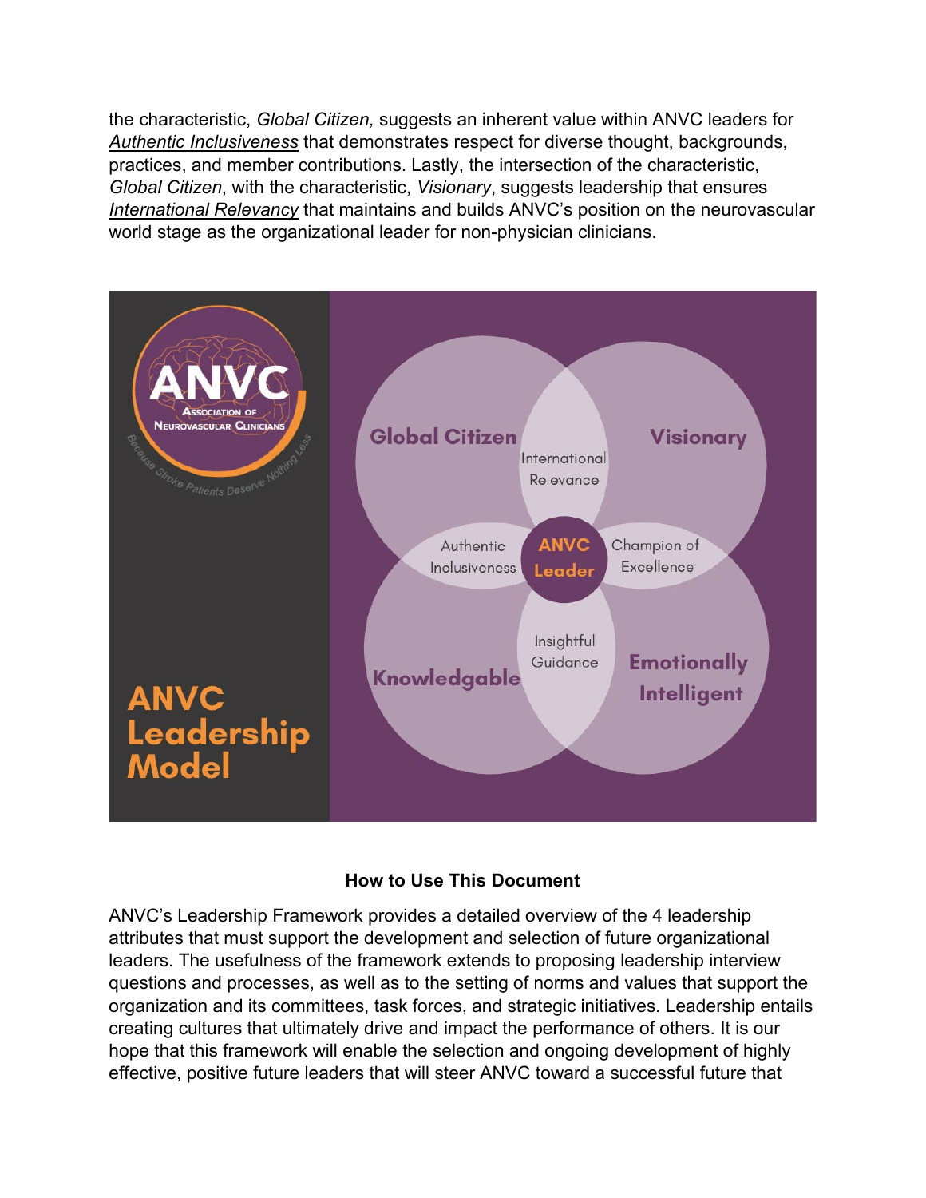the characteristic, *Global Citizen,* suggests an inherent value within ANVC leaders for *Authentic Inclusiveness* that demonstrates respect for diverse thought, backgrounds, practices, and member contributions. Lastly, the intersection of the characteristic, *Global Citizen*, with the characteristic, *Visionary*, suggests leadership that ensures *International Relevancy* that maintains and builds ANVC's position on the neurovascular world stage as the organizational leader for non-physician clinicians.

ANVC Association of Neurovascular Clinicians

Because Stroke Patients Deserve Nothing Less

**ANVC Leadership Model**

Global Citizen | Visionary | Knowledgable | Emotionally Intelligent

International Relevance | Authentic Inclusiveness | Champion of Excellence | Insightful Guidance

ANVC Leader

### How to Use This Document

ANVC's Leadership Framework provides a detailed overview of the 4 leadership attributes that must support the development and selection of future organizational leaders. The usefulness of the framework extends to proposing leadership interview questions and processes, as well as to the setting of norms and values that support the organization and its committees, task forces, and strategic initiatives. Leadership entails creating cultures that ultimately drive and impact the performance of others. It is our hope that this framework will enable the selection and ongoing development of highly effective, positive future leaders that will steer ANVC toward a successful future that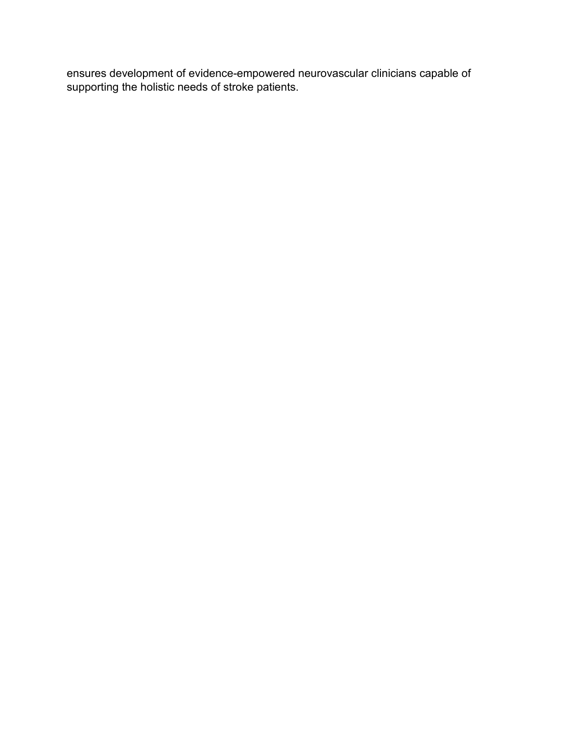ensures development of evidence-empowered neurovascular clinicians capable of supporting the holistic needs of stroke patients.